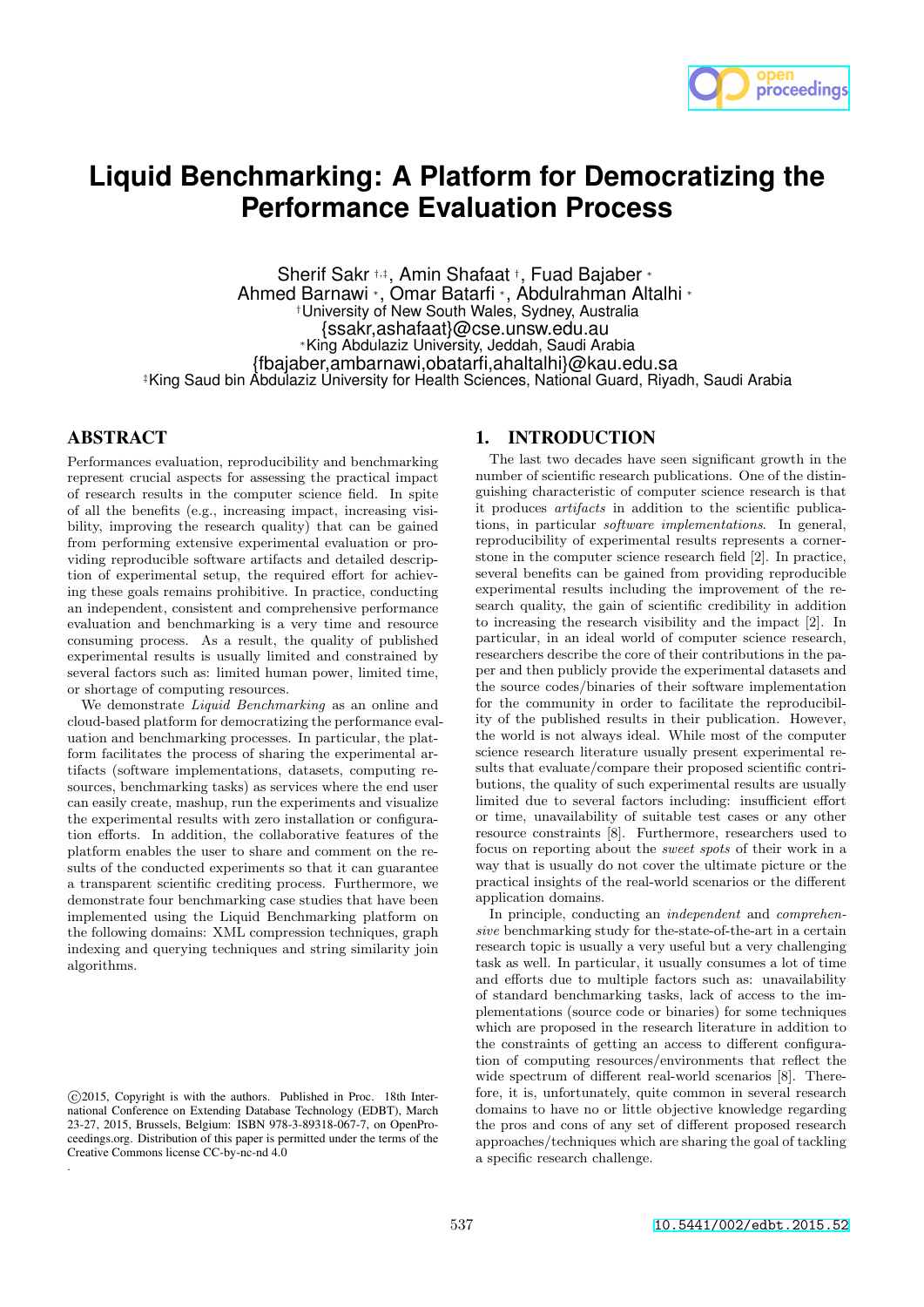# Liquid Benchmarking: A Platform for Democratizing the Performance Evaluation Process

Sherif Sakr [†,‡], Amin Shafaat [†], Fuad Bajaber [*]
Ahmed Barnawi [*], Omar Batarfi [*], Abdulrahman Altalhi [*]

[†]University of New South Wales, Sydney, Australia
{ssakr,ashafaat}@cse.unsw.edu.au

[*]King Abdulaziz University, Jeddah, Saudi Arabia
{fbajaber,ambarnawi,obatarfi,ahaltalhi}@kau.edu.sa

[‡]King Saud bin Abdulaziz University for Health Sciences, National Guard, Riyadh, Saudi Arabia

## ABSTRACT

Performances evaluation, reproducibility and benchmarking represent crucial aspects for assessing the practical impact of research results in the computer science field. In spite of all the benefits (e.g., increasing impact, increasing visibility, improving the research quality) that can be gained from performing extensive experimental evaluation or providing reproducible software artifacts and detailed description of experimental setup, the required effort for achieving these goals remains prohibitive. In practice, conducting an independent, consistent and comprehensive performance evaluation and benchmarking is a very time and resource consuming process. As a result, the quality of published experimental results is usually limited and constrained by several factors such as: limited human power, limited time, or shortage of computing resources.

We demonstrate *Liquid Benchmarking* as an online and cloud-based platform for democratizing the performance evaluation and benchmarking processes. In particular, the platform facilitates the process of sharing the experimental artifacts (software implementations, datasets, computing resources, benchmarking tasks) as services where the end user can easily create, mashup, run the experiments and visualize the experimental results with zero installation or configuration efforts. In addition, the collaborative features of the platform enables the user to share and comment on the results of the conducted experiments so that it can guarantee a transparent scientific crediting process. Furthermore, we demonstrate four benchmarking case studies that have been implemented using the Liquid Benchmarking platform on the following domains: XML compression techniques, graph indexing and querying techniques and string similarity join algorithms.

©2015, Copyright is with the authors. Published in Proc. 18th International Conference on Extending Database Technology (EDBT), March 23-27, 2015, Brussels, Belgium: ISBN 978-3-89318-067-7, on OpenProceedings.org. Distribution of this paper is permitted under the terms of the Creative Commons license CC-by-nc-nd 4.0

## 1. INTRODUCTION

The last two decades have seen significant growth in the number of scientific research publications. One of the distinguishing characteristic of computer science research is that it produces *artifacts* in addition to the scientific publications, in particular *software implementations*. In general, reproducibility of experimental results represents a cornerstone in the computer science research field [2]. In practice, several benefits can be gained from providing reproducible experimental results including the improvement of the research quality, the gain of scientific credibility in addition to increasing the research visibility and the impact [2]. In particular, in an ideal world of computer science research, researchers describe the core of their contributions in the paper and then publicly provide the experimental datasets and the source codes/binaries of their software implementation for the community in order to facilitate the reproducibility of the published results in their publication. However, the world is not always ideal. While most of the computer science research literature usually present experimental results that evaluate/compare their proposed scientific contributions, the quality of such experimental results are usually limited due to several factors including: insufficient effort or time, unavailability of suitable test cases or any other resource constraints [8]. Furthermore, researchers used to focus on reporting about the *sweet spots* of their work in a way that is usually do not cover the ultimate picture or the practical insights of the real-world scenarios or the different application domains.

In principle, conducting an *independent* and *comprehensive* benchmarking study for the-state-of-the-art in a certain research topic is usually a very useful but a very challenging task as well. In particular, it usually consumes a lot of time and efforts due to multiple factors such as: unavailability of standard benchmarking tasks, lack of access to the implementations (source code or binaries) for some techniques which are proposed in the research literature in addition to the constraints of getting an access to different configuration of computing resources/environments that reflect the wide spectrum of different real-world scenarios [8]. Therefore, it is, unfortunately, quite common in several research domains to have no or little objective knowledge regarding the pros and cons of any set of different proposed research approaches/techniques which are sharing the goal of tackling a specific research challenge.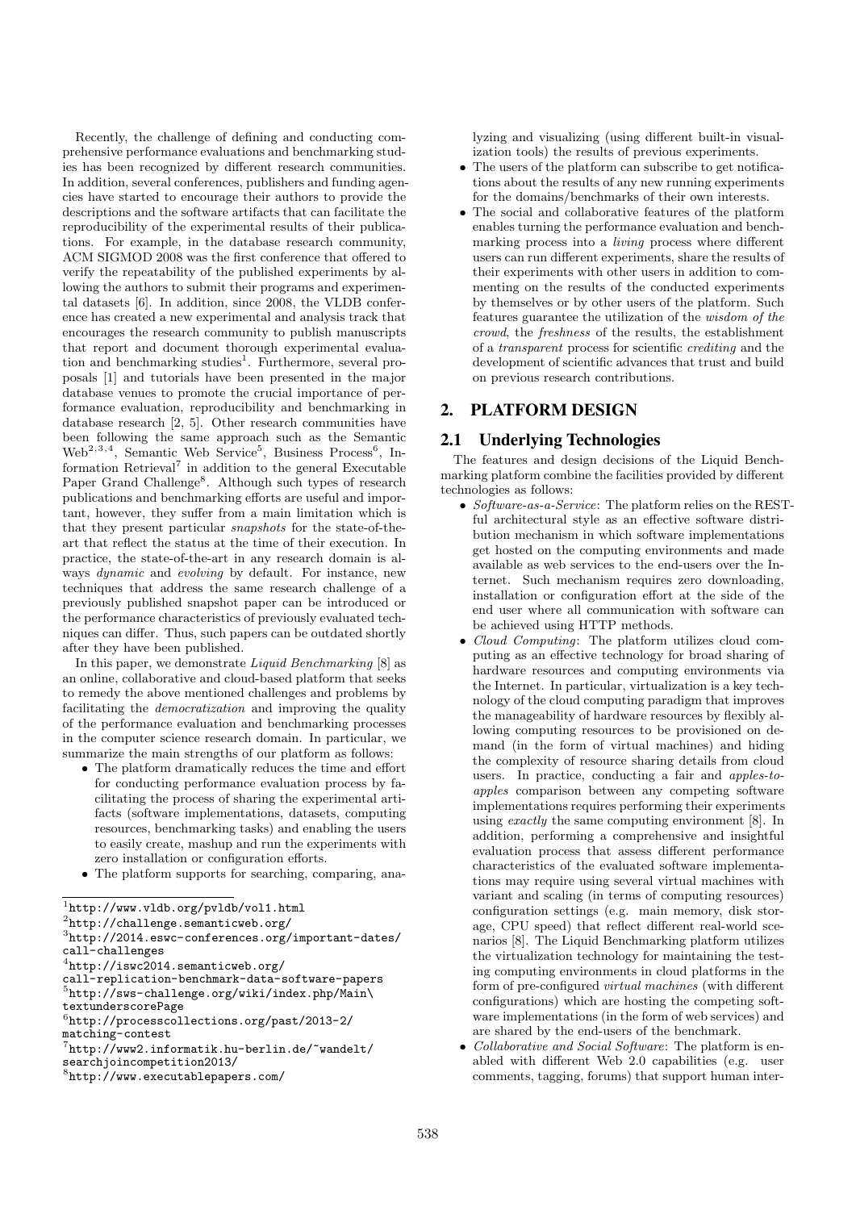Recently, the challenge of defining and conducting comprehensive performance evaluations and benchmarking studies has been recognized by different research communities. In addition, several conferences, publishers and funding agencies have started to encourage their authors to provide the descriptions and the software artifacts that can facilitate the reproducibility of the experimental results of their publications. For example, in the database research community, ACM SIGMOD 2008 was the first conference that offered to verify the repeatability of the published experiments by allowing the authors to submit their programs and experimental datasets [6]. In addition, since 2008, the VLDB conference has created a new experimental and analysis track that encourages the research community to publish manuscripts that report and document thorough experimental evaluation and benchmarking studies[1]. Furthermore, several proposals [1] and tutorials have been presented in the major database venues to promote the crucial importance of performance evaluation, reproducibility and benchmarking in database research [2, 5]. Other research communities have been following the same approach such as the Semantic Web[2,3,4], Semantic Web Service[5], Business Process[6], Information Retrieval[7] in addition to the general Executable Paper Grand Challenge[8]. Although such types of research publications and benchmarking efforts are useful and important, however, they suffer from a main limitation which is that they present particular *snapshots* for the state-of-the-art that reflect the status at the time of their execution. In practice, the state-of-the-art in any research domain is always *dynamic* and *evolving* by default. For instance, new techniques that address the same research challenge of a previously published snapshot paper can be introduced or the performance characteristics of previously evaluated techniques can differ. Thus, such papers can be outdated shortly after they have been published.

In this paper, we demonstrate *Liquid Benchmarking* [8] as an online, collaborative and cloud-based platform that seeks to remedy the above mentioned challenges and problems by facilitating the *democratization* and improving the quality of the performance evaluation and benchmarking processes in the computer science research domain. In particular, we summarize the main strengths of our platform as follows:

- The platform dramatically reduces the time and effort for conducting performance evaluation process by facilitating the process of sharing the experimental artifacts (software implementations, datasets, computing resources, benchmarking tasks) and enabling the users to easily create, mashup and run the experiments with zero installation or configuration efforts.
- The platform supports for searching, comparing, analyzing and visualizing (using different built-in visualization tools) the results of previous experiments.
- The users of the platform can subscribe to get notifications about the results of any new running experiments for the domains/benchmarks of their own interests.
- The social and collaborative features of the platform enables turning the performance evaluation and benchmarking process into a *living* process where different users can run different experiments, share the results of their experiments with other users in addition to commenting on the results of the conducted experiments by themselves or by other users of the platform. Such features guarantee the utilization of the *wisdom of the crowd*, the *freshness* of the results, the establishment of a *transparent* process for scientific *crediting* and the development of scientific advances that trust and build on previous research contributions.

## 2. PLATFORM DESIGN

### 2.1 Underlying Technologies

The features and design decisions of the Liquid Benchmarking platform combine the facilities provided by different technologies as follows:

- *Software-as-a-Service*: The platform relies on the RESTful architectural style as an effective software distribution mechanism in which software implementations get hosted on the computing environments and made available as web services to the end-users over the Internet. Such mechanism requires zero downloading, installation or configuration effort at the side of the end user where all communication with software can be achieved using HTTP methods.
- *Cloud Computing*: The platform utilizes cloud computing as an effective technology for broad sharing of hardware resources and computing environments via the Internet. In particular, virtualization is a key technology of the cloud computing paradigm that improves the manageability of hardware resources by flexibly allowing computing resources to be provisioned on demand (in the form of virtual machines) and hiding the complexity of resource sharing details from cloud users. In practice, conducting a fair and *apples-to-apples* comparison between any competing software implementations requires performing their experiments using *exactly* the same computing environment [8]. In addition, performing a comprehensive and insightful evaluation process that assess different performance characteristics of the evaluated software implementations may require using several virtual machines with variant and scaling (in terms of computing resources) configuration settings (e.g. main memory, disk storage, CPU speed) that reflect different real-world scenarios [8]. The Liquid Benchmarking platform utilizes the virtualization technology for maintaining the testing computing environments in cloud platforms in the form of pre-configured *virtual machines* (with different configurations) which are hosting the competing software implementations (in the form of web services) and are shared by the end-users of the benchmark.
- *Collaborative and Social Software*: The platform is enabled with different Web 2.0 capabilities (e.g. user comments, tagging, forums) that support human inter-

---

[1] http://www.vldb.org/pvldb/vol1.html

[2] http://challenge.semanticweb.org/

[3] http://2014.eswc-conferences.org/important-dates/call-challenges

[4] http://iswc2014.semanticweb.org/call-replication-benchmark-data-software-papers

[5] http://sws-challenge.org/wiki/index.php/Main\textunderscorePage

[6] http://processcollections.org/past/2013-2/matching-contest

[7] http://www2.informatik.hu-berlin.de/~wandelt/searchjoincompetition2013/

[8] http://www.executablepapers.com/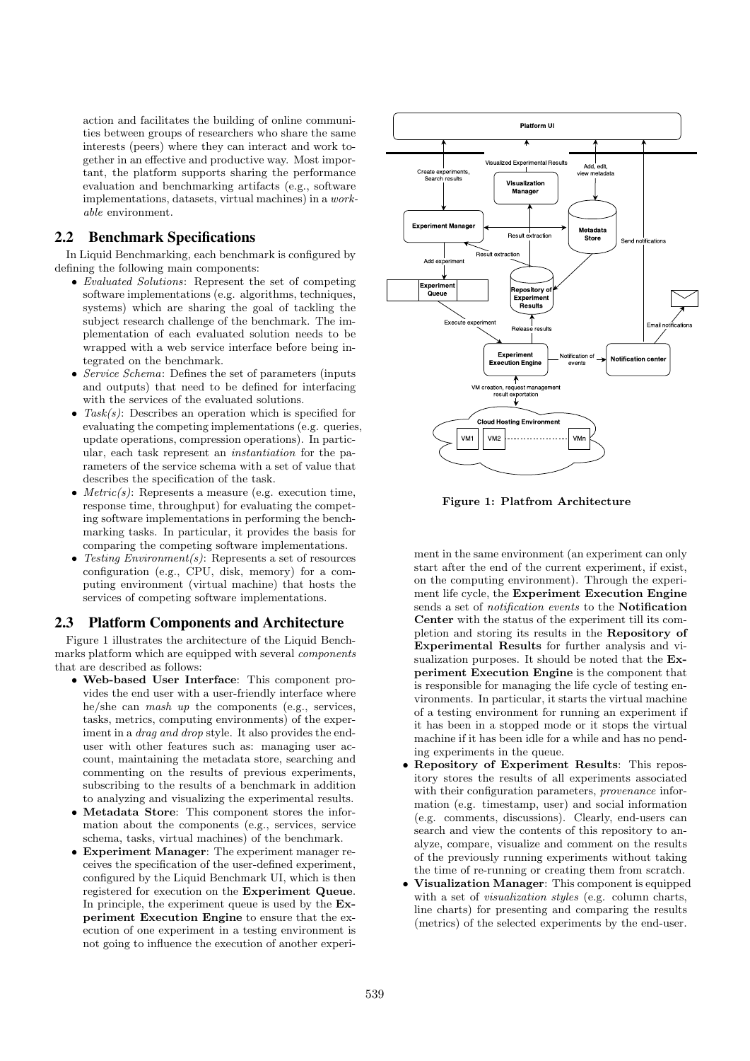action and facilitates the building of online communities between groups of researchers who share the same interests (peers) where they can interact and work together in an effective and productive way. Most important, the platform supports sharing the performance evaluation and benchmarking artifacts (e.g., software implementations, datasets, virtual machines) in a *workable* environment.

## 2.2 Benchmark Specifications

In Liquid Benchmarking, each benchmark is configured by defining the following main components:

- *Evaluated Solutions*: Represent the set of competing software implementations (e.g. algorithms, techniques, systems) which are sharing the goal of tackling the subject research challenge of the benchmark. The implementation of each evaluated solution needs to be wrapped with a web service interface before being integrated on the benchmark.
- *Service Schema*: Defines the set of parameters (inputs and outputs) that need to be defined for interfacing with the services of the evaluated solutions.
- *Task(s)*: Describes an operation which is specified for evaluating the competing implementations (e.g. queries, update operations, compression operations). In particular, each task represent an *instantiation* for the parameters of the service schema with a set of value that describes the specification of the task.
- *Metric(s)*: Represents a measure (e.g. execution time, response time, throughput) for evaluating the competing software implementations in performing the benchmarking tasks. In particular, it provides the basis for comparing the competing software implementations.
- *Testing Environment(s)*: Represents a set of resources configuration (e.g., CPU, disk, memory) for a computing environment (virtual machine) that hosts the services of competing software implementations.

## 2.3 Platform Components and Architecture

Figure 1 illustrates the architecture of the Liquid Benchmarks platform which are equipped with several *components* that are described as follows:

- **Web-based User Interface**: This component provides the end user with a user-friendly interface where he/she can *mash up* the components (e.g., services, tasks, metrics, computing environments) of the experiment in a *drag and drop* style. It also provides the end-user with other features such as: managing user account, maintaining the metadata store, searching and commenting on the results of previous experiments, subscribing to the results of a benchmark in addition to analyzing and visualizing the experimental results.
- **Metadata Store**: This component stores the information about the components (e.g., services, service schema, tasks, virtual machines) of the benchmark.
- **Experiment Manager**: The experiment manager receives the specification of the user-defined experiment, configured by the Liquid Benchmark UI, which is then registered for execution on the **Experiment Queue**. In principle, the experiment queue is used by the **Experiment Execution Engine** to ensure that the execution of one experiment in a testing environment is not going to influence the execution of another experiment in the same environment (an experiment can only start after the end of the current experiment, if exist, on the computing environment). Through the experiment life cycle, the **Experiment Execution Engine** sends a set of *notification events* to the **Notification Center** with the status of the experiment till its completion and storing its results in the **Repository of Experimental Results** for further analysis and visualization purposes. It should be noted that the **Experiment Execution Engine** is the component that is responsible for managing the life cycle of testing environments. In particular, it starts the virtual machine of a testing environment for running an experiment if it has been in a stopped mode or it stops the virtual machine if it has been idle for a while and has no pending experiments in the queue.
- **Repository of Experiment Results**: This repository stores the results of all experiments associated with their configuration parameters, *provenance* information (e.g. timestamp, user) and social information (e.g. comments, discussions). Clearly, end-users can search and view the contents of this repository to analyze, compare, visualize and comment on the results of the previously running experiments without taking the time of re-running or creating them from scratch.
- **Visualization Manager**: This component is equipped with a set of *visualization styles* (e.g. column charts, line charts) for presenting and comparing the results (metrics) of the selected experiments by the end-user.

**Figure 1: Platfrom Architecture**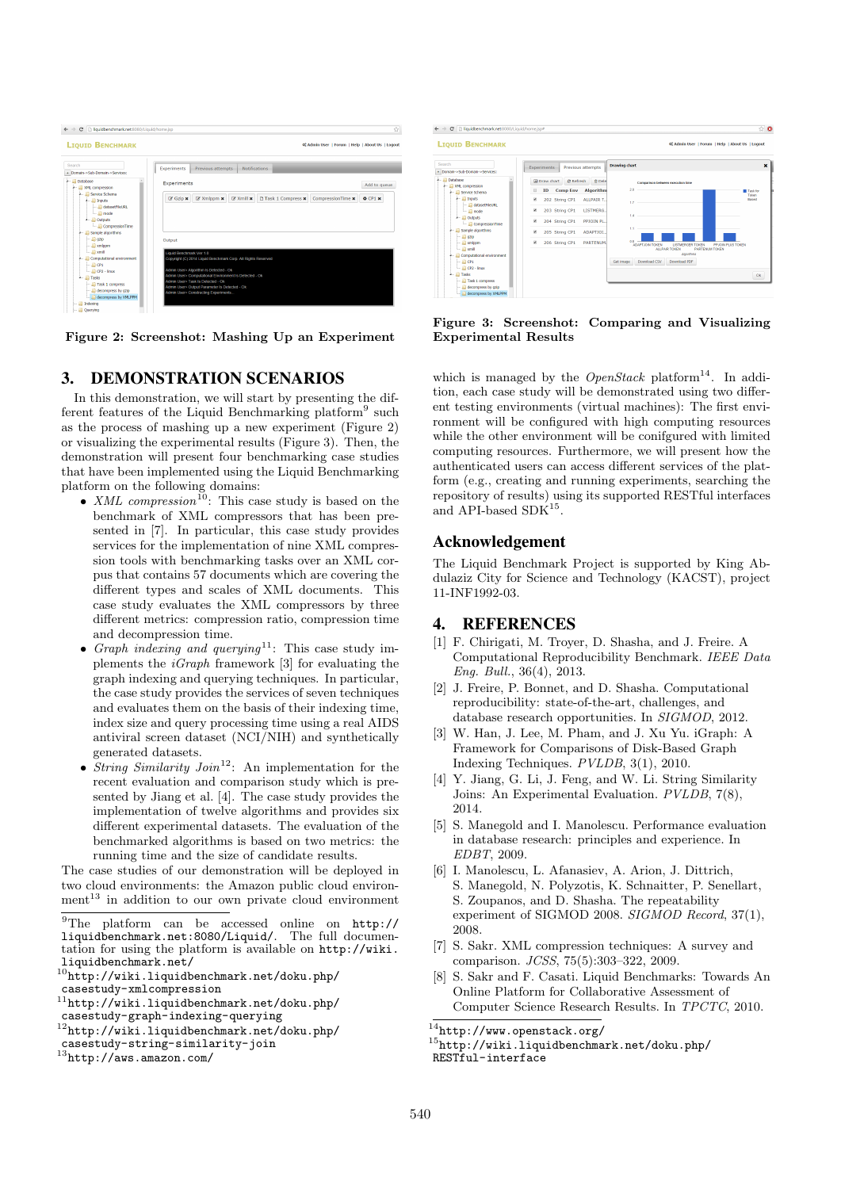Figure 2: Screenshot: Mashing Up an Experiment

Figure 3: Screenshot: Comparing and Visualizing Experimental Results

## 3. DEMONSTRATION SCENARIOS

In this demonstration, we will start by presenting the different features of the Liquid Benchmarking platform[9] such as the process of mashing up a new experiment (Figure 2) or visualizing the experimental results (Figure 3). Then, the demonstration will present four benchmarking case studies that have been implemented using the Liquid Benchmarking platform on the following domains:

- *XML compression*[10]: This case study is based on the benchmark of XML compressors that has been presented in [7]. In particular, this case study provides services for the implementation of nine XML compression tools with benchmarking tasks over an XML corpus that contains 57 documents which are covering the different types and scales of XML documents. This case study evaluates the XML compressors by three different metrics: compression ratio, compression time and decompression time.
- *Graph indexing and querying*[11]: This case study implements the *iGraph* framework [3] for evaluating the graph indexing and querying techniques. In particular, the case study provides the services of seven techniques and evaluates them on the basis of their indexing time, index size and query processing time using a real AIDS antiviral screen dataset (NCI/NIH) and synthetically generated datasets.
- *String Similarity Join*[12]: An implementation for the recent evaluation and comparison study which is presented by Jiang et al. [4]. The case study provides the implementation of twelve algorithms and provides six different experimental datasets. The evaluation of the benchmarked algorithms is based on two metrics: the running time and the size of candidate results.

The case studies of our demonstration will be deployed in two cloud environments: the Amazon public cloud environment[13] in addition to our own private cloud environment which is managed by the *OpenStack* platform[14]. In addition, each case study will be demonstrated using two different testing environments (virtual machines): The first environment will be configured with high computing resources while the other environment will be coinfgured with limited computing resources. Furthermore, we will present how the authenticated users can access different services of the platform (e.g., creating and running experiments, searching the repository of results) using its supported RESTful interfaces and API-based SDK[15].

## Acknowledgement

The Liquid Benchmark Project is supported by King Abdulaziz City for Science and Technology (KACST), project 11-INF1992-03.

## 4. REFERENCES

[1] F. Chirigati, M. Troyer, D. Shasha, and J. Freire. A Computational Reproducibility Benchmark. *IEEE Data Eng. Bull.*, 36(4), 2013.

[2] J. Freire, P. Bonnet, and D. Shasha. Computational reproducibility: state-of-the-art, challenges, and database research opportunities. In *SIGMOD*, 2012.

[3] W. Han, J. Lee, M. Pham, and J. Xu Yu. iGraph: A Framework for Comparisons of Disk-Based Graph Indexing Techniques. *PVLDB*, 3(1), 2010.

[4] Y. Jiang, G. Li, J. Feng, and W. Li. String Similarity Joins: An Experimental Evaluation. *PVLDB*, 7(8), 2014.

[5] S. Manegold and I. Manolescu. Performance evaluation in database research: principles and experience. In *EDBT*, 2009.

[6] I. Manolescu, L. Afanasiev, A. Arion, J. Dittrich, S. Manegold, N. Polyzotis, K. Schnaitter, P. Senellart, S. Zoupanos, and D. Shasha. The repeatability experiment of SIGMOD 2008. *SIGMOD Record*, 37(1), 2008.

[7] S. Sakr. XML compression techniques: A survey and comparison. *JCSS*, 75(5):303–322, 2009.

[8] S. Sakr and F. Casati. Liquid Benchmarks: Towards An Online Platform for Collaborative Assessment of Computer Science Research Results. In *TPCTC*, 2010.

---

[9] The platform can be accessed online on http://liquidbenchmark.net:8080/Liquid/. The full documentation for using the platform is available on http://wiki.liquidbenchmark.net/

[10] http://wiki.liquidbenchmark.net/doku.php/casestudy-xmlcompression

[11] http://wiki.liquidbenchmark.net/doku.php/casestudy-graph-indexing-querying

[12] http://wiki.liquidbenchmark.net/doku.php/casestudy-string-similarity-join

[13] http://aws.amazon.com/

[14] http://www.openstack.org/

[15] http://wiki.liquidbenchmark.net/doku.php/RESTful-interface